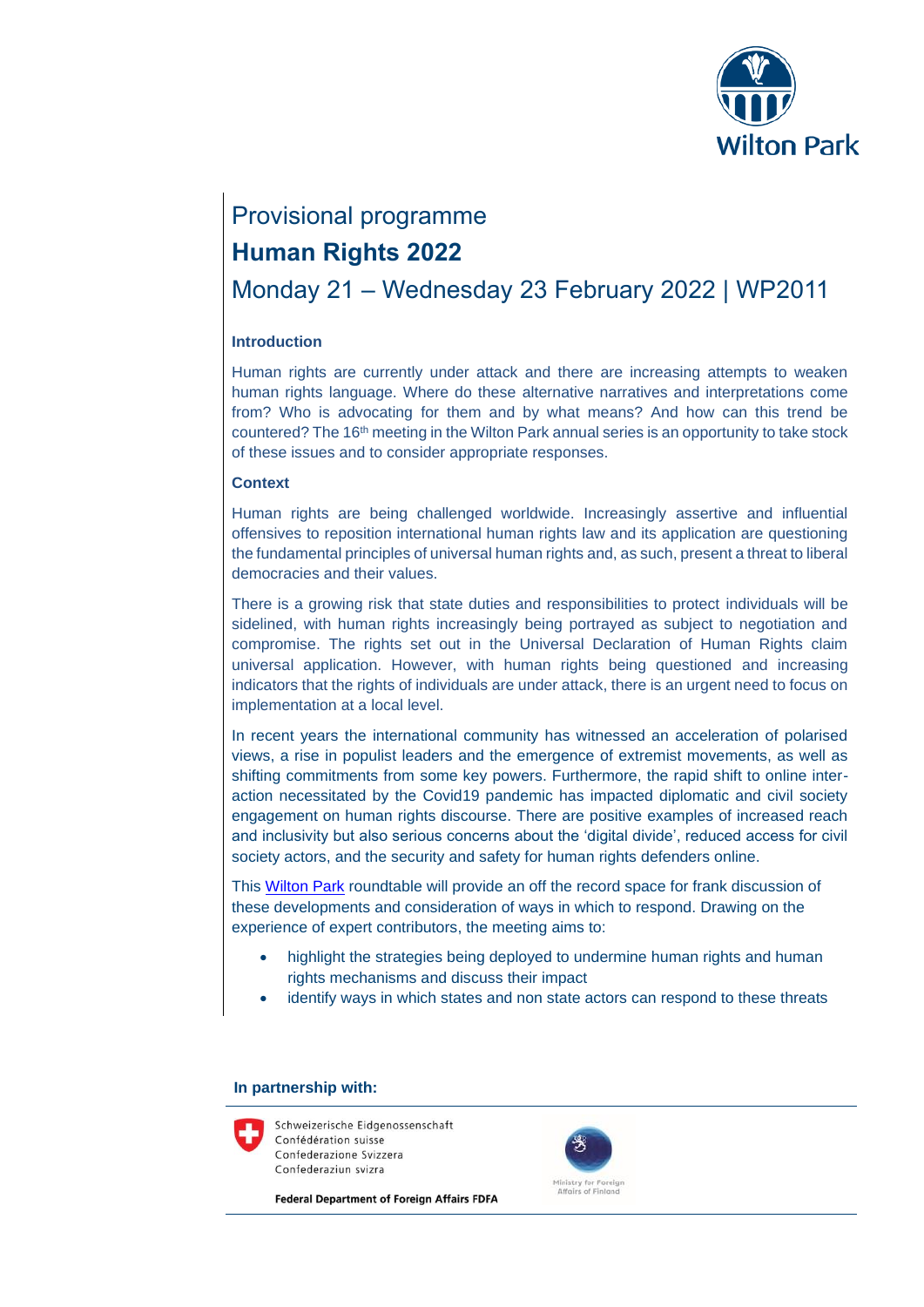# Provisional programme

## Human Rights 2022

## Monday 21 – Wednesday 23 February 2022 | WP2011

### Introduction

Human rights are currently under attack and there are increasing attempts to weaken human rights language. Where do these alternative narratives and interpretations come from? Who is advocating for them and by what means? And how can this trend be countered? The 16th meeting in the Wilton Park annual series is an opportunity to take stock of these issues and to consider appropriate responses.

### Context

Human rights are being challenged worldwide. Increasingly assertive and influential offensives to reposition international human rights law and its application are questioning the fundamental principles of universal human rights and, as such, present a threat to liberal democracies and their values.

There is a growing risk that state duties and responsibilities to protect individuals will be sidelined, with human rights increasingly being portrayed as subject to negotiation and compromise. The rights set out in the Universal Declaration of Human Rights claim universal application. However, with human rights being questioned and increasing indicators that the rights of individuals are under attack, there is an urgent need to focus on implementation at a local level.

In recent years the international community has witnessed an acceleration of polarised views, a rise in populist leaders and the emergence of extremist movements, as well as shifting commitments from some key powers. Furthermore, the rapid shift to online inter-action necessitated by the Covid19 pandemic has impacted diplomatic and civil society engagement on human rights discourse. There are positive examples of increased reach and inclusivity but also serious concerns about the 'digital divide', reduced access for civil society actors, and the security and safety for human rights defenders online.

This Wilton Park roundtable will provide an off the record space for frank discussion of these developments and consideration of ways in which to respond. Drawing on the experience of expert contributors, the meeting aims to:

- highlight the strategies being deployed to undermine human rights and human rights mechanisms and discuss their impact
- identify ways in which states and non state actors can respond to these threats

**In partnership with:**

Schweizerische Eidgenossenschaft
Confédération suisse
Confederazione Svizzera
Confederaziun svizra

**Federal Department of Foreign Affairs FDFA**

Ministry for Foreign Affairs of Finland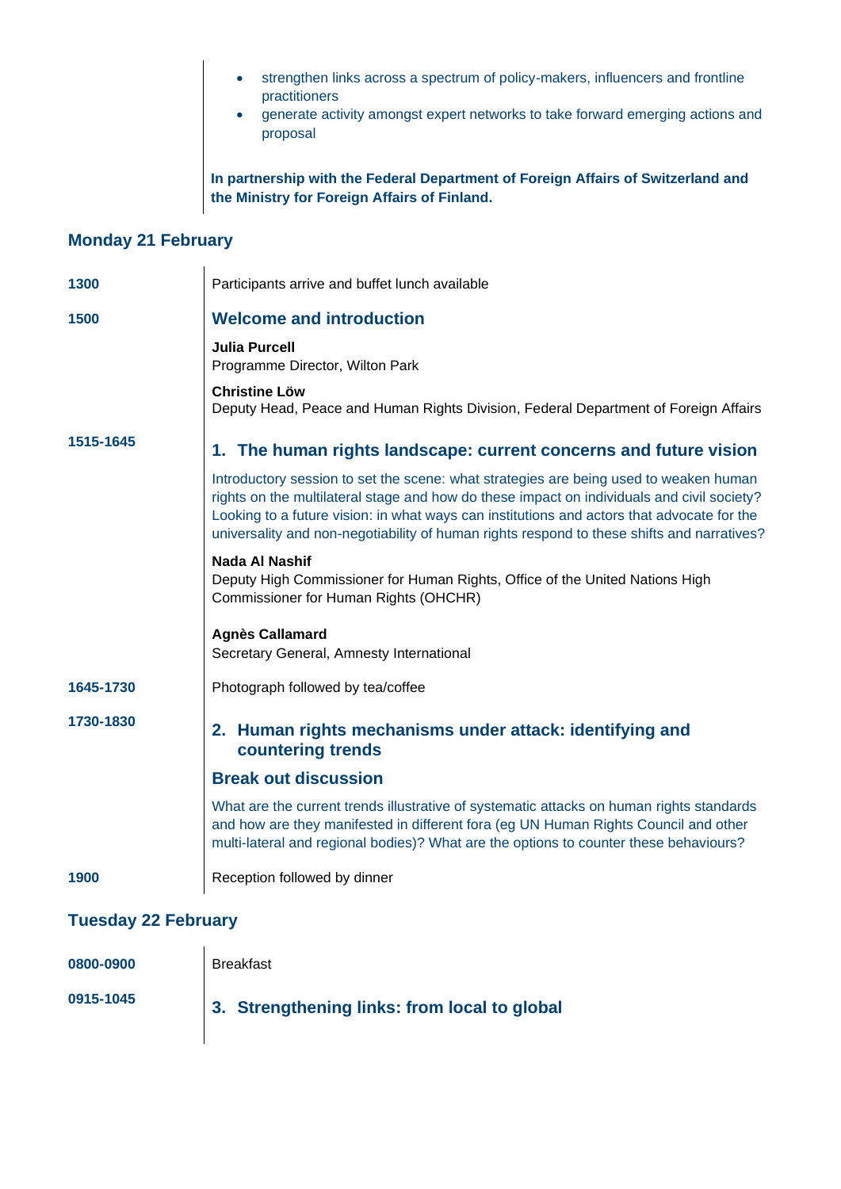- strengthen links across a spectrum of policy-makers, influencers and frontline practitioners
- generate activity amongst expert networks to take forward emerging actions and proposal

**In partnership with the Federal Department of Foreign Affairs of Switzerland and the Ministry for Foreign Affairs of Finland.**

## Monday 21 February

**1300** Participants arrive and buffet lunch available

**1500** **Welcome and introduction**

**Julia Purcell**
Programme Director, Wilton Park

**Christine Löw**
Deputy Head, Peace and Human Rights Division, Federal Department of Foreign Affairs

**1515-1645** **1. The human rights landscape: current concerns and future vision**

Introductory session to set the scene: what strategies are being used to weaken human rights on the multilateral stage and how do these impact on individuals and civil society? Looking to a future vision: in what ways can institutions and actors that advocate for the universality and non-negotiability of human rights respond to these shifts and narratives?

**Nada Al Nashif**
Deputy High Commissioner for Human Rights, Office of the United Nations High Commissioner for Human Rights (OHCHR)

**Agnès Callamard**
Secretary General, Amnesty International

**1645-1730** Photograph followed by tea/coffee

**1730-1830** **2. Human rights mechanisms under attack: identifying and countering trends**

**Break out discussion**

What are the current trends illustrative of systematic attacks on human rights standards and how are they manifested in different fora (eg UN Human Rights Council and other multi-lateral and regional bodies)? What are the options to counter these behaviours?

**1900** Reception followed by dinner

## Tuesday 22 February

**0800-0900** Breakfast

**0915-1045** **3. Strengthening links: from local to global**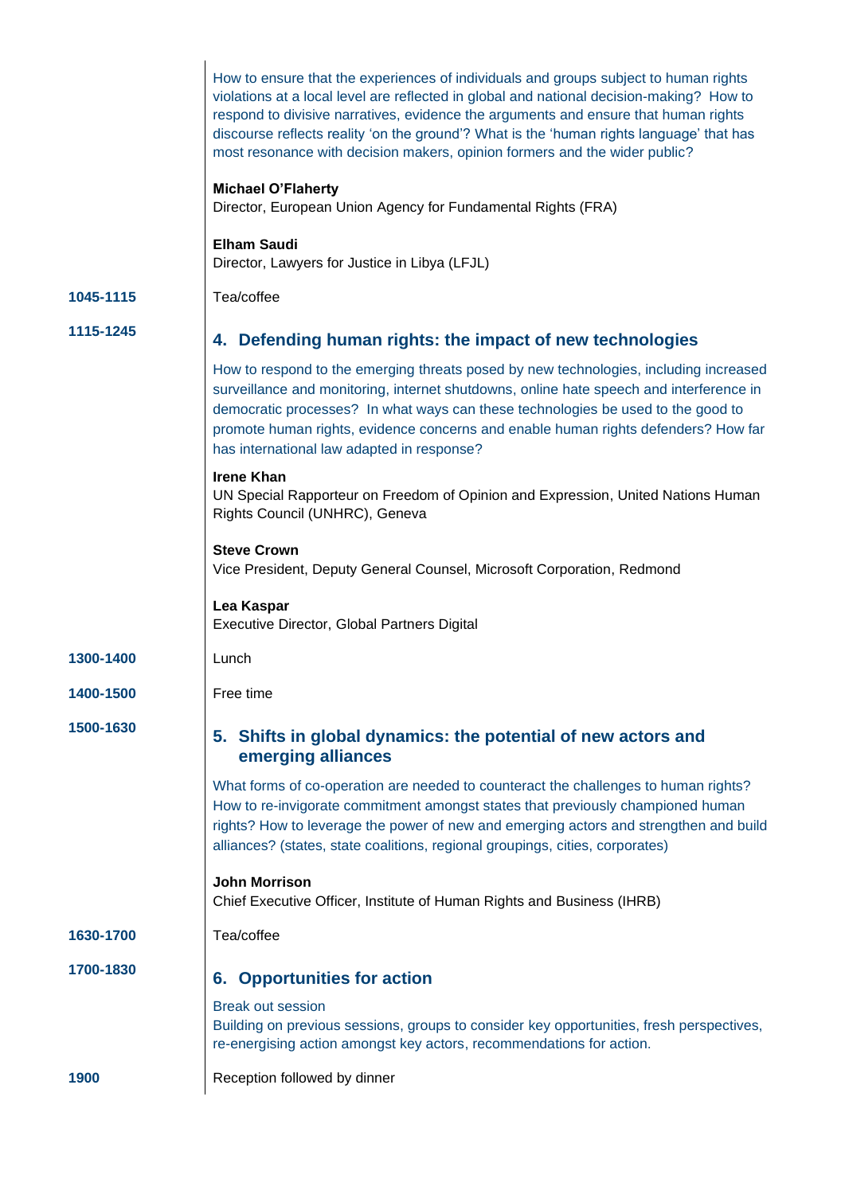How to ensure that the experiences of individuals and groups subject to human rights violations at a local level are reflected in global and national decision-making? How to respond to divisive narratives, evidence the arguments and ensure that human rights discourse reflects reality 'on the ground'? What is the 'human rights language' that has most resonance with decision makers, opinion formers and the wider public?

**Michael O'Flaherty**
Director, European Union Agency for Fundamental Rights (FRA)

**Elham Saudi**
Director, Lawyers for Justice in Libya (LFJL)

**1045-1115** Tea/coffee

**1115-1245**

## 4. Defending human rights: the impact of new technologies

How to respond to the emerging threats posed by new technologies, including increased surveillance and monitoring, internet shutdowns, online hate speech and interference in democratic processes? In what ways can these technologies be used to the good to promote human rights, evidence concerns and enable human rights defenders? How far has international law adapted in response?

**Irene Khan**
UN Special Rapporteur on Freedom of Opinion and Expression, United Nations Human Rights Council (UNHRC), Geneva

**Steve Crown**
Vice President, Deputy General Counsel, Microsoft Corporation, Redmond

**Lea Kaspar**
Executive Director, Global Partners Digital

**1300-1400** Lunch

**1400-1500** Free time

**1500-1630**

## 5. Shifts in global dynamics: the potential of new actors and emerging alliances

What forms of co-operation are needed to counteract the challenges to human rights? How to re-invigorate commitment amongst states that previously championed human rights? How to leverage the power of new and emerging actors and strengthen and build alliances? (states, state coalitions, regional groupings, cities, corporates)

**John Morrison**
Chief Executive Officer, Institute of Human Rights and Business (IHRB)

**1630-1700** Tea/coffee

**1700-1830**

## 6. Opportunities for action

Break out session
Building on previous sessions, groups to consider key opportunities, fresh perspectives, re-energising action amongst key actors, recommendations for action.

**1900** Reception followed by dinner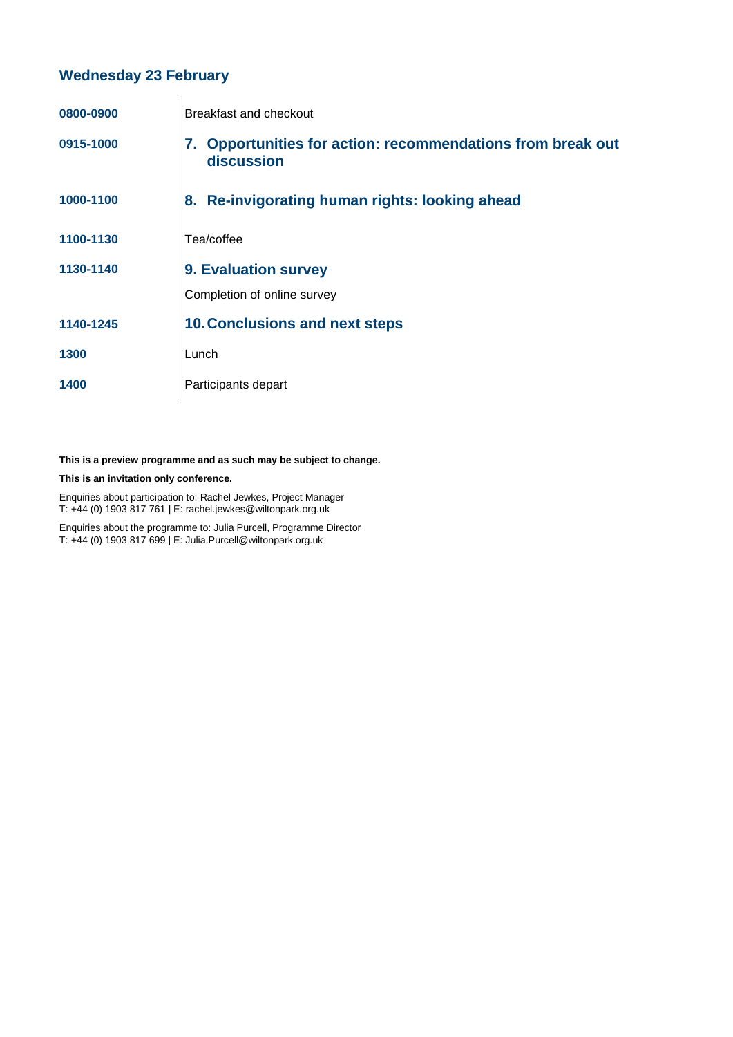## Wednesday 23 February

| | |
|---|---|
| **0800-0900** | Breakfast and checkout |
| **0915-1000** | **7. Opportunities for action: recommendations from break out discussion** |
| **1000-1100** | **8. Re-invigorating human rights: looking ahead** |
| **1100-1130** | Tea/coffee |
| **1130-1140** | **9. Evaluation survey**<br>Completion of online survey |
| **1140-1245** | **10. Conclusions and next steps** |
| **1300** | Lunch |
| **1400** | Participants depart |

**This is a preview programme and as such may be subject to change.**

**This is an invitation only conference.**

Enquiries about participation to: Rachel Jewkes, Project Manager
T: +44 (0) 1903 817 761 **|** E: rachel.jewkes@wiltonpark.org.uk

Enquiries about the programme to: Julia Purcell, Programme Director
T: +44 (0) 1903 817 699 | E: Julia.Purcell@wiltonpark.org.uk